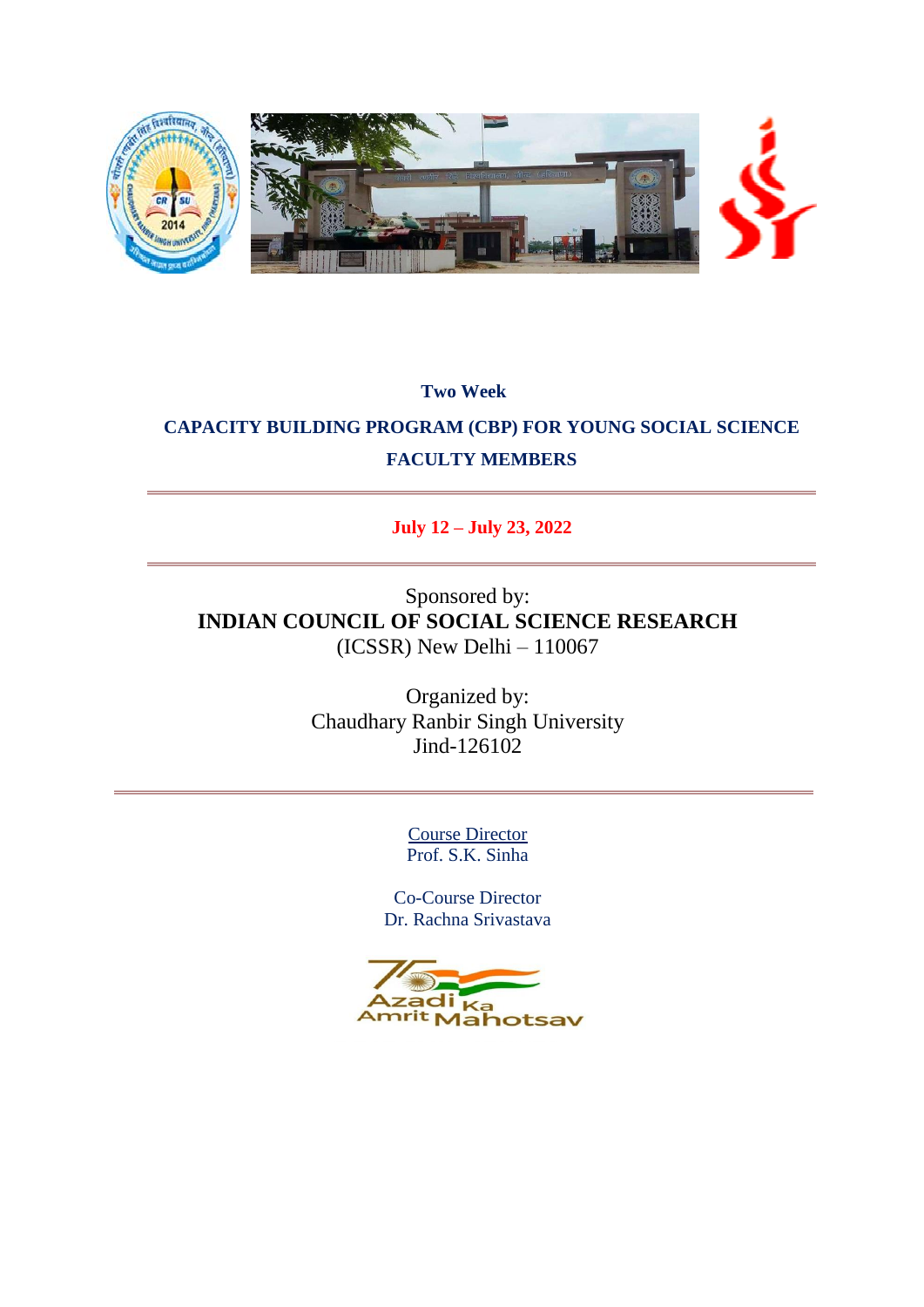**Two Week**

# CAPACITY BUILDING PROGRAM (CBP) FOR YOUNG SOCIAL SCIENCE FACULTY MEMBERS

---

**July 12 – July 23, 2022**

---

Sponsored by:
**INDIAN COUNCIL OF SOCIAL SCIENCE RESEARCH**
(ICSSR) New Delhi – 110067

Organized by:
Chaudhary Ranbir Singh University
Jind-126102

---

Course Director
Prof. S.K. Sinha

Co-Course Director
Dr. Rachna Srivastava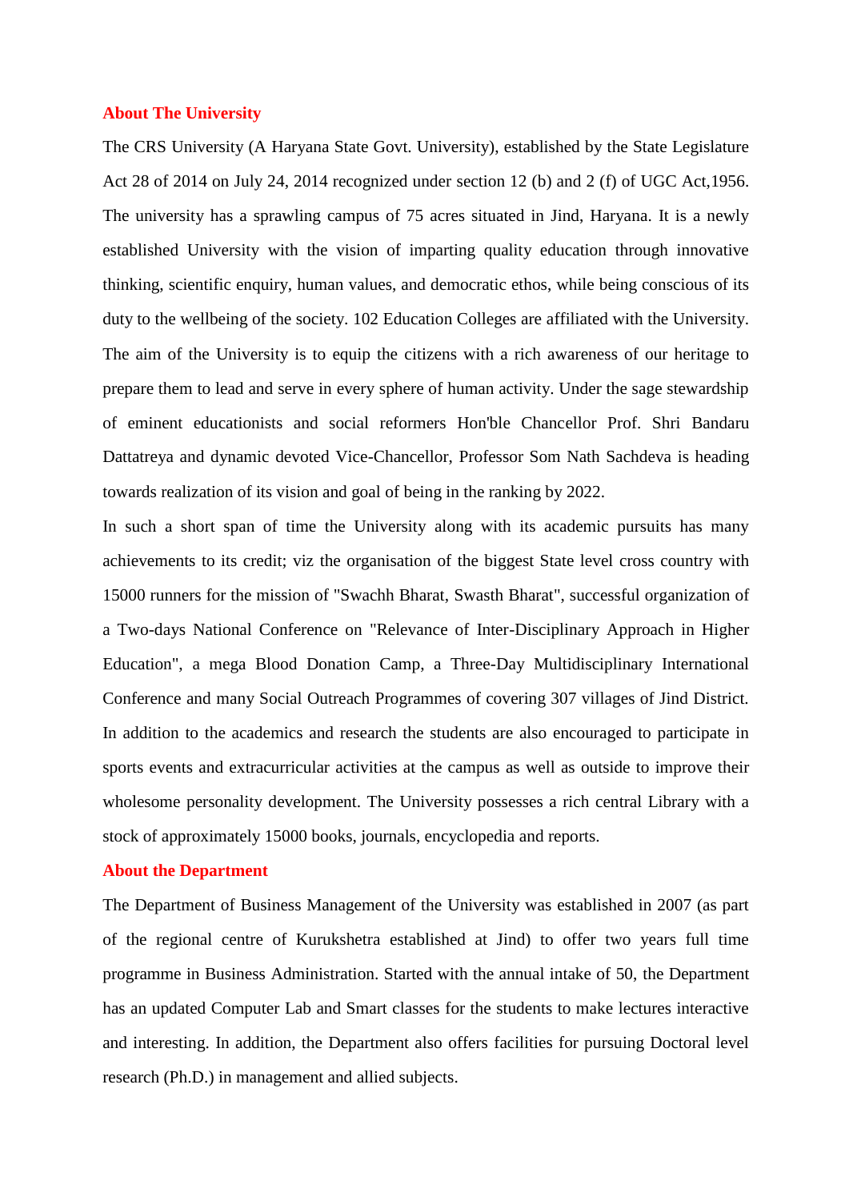## About The University

The CRS University (A Haryana State Govt. University), established by the State Legislature Act 28 of 2014 on July 24, 2014 recognized under section 12 (b) and 2 (f) of UGC Act,1956. The university has a sprawling campus of 75 acres situated in Jind, Haryana. It is a newly established University with the vision of imparting quality education through innovative thinking, scientific enquiry, human values, and democratic ethos, while being conscious of its duty to the wellbeing of the society. 102 Education Colleges are affiliated with the University. The aim of the University is to equip the citizens with a rich awareness of our heritage to prepare them to lead and serve in every sphere of human activity. Under the sage stewardship of eminent educationists and social reformers Hon'ble Chancellor Prof. Shri Bandaru Dattatreya and dynamic devoted Vice-Chancellor, Professor Som Nath Sachdeva is heading towards realization of its vision and goal of being in the ranking by 2022.

In such a short span of time the University along with its academic pursuits has many achievements to its credit; viz the organisation of the biggest State level cross country with 15000 runners for the mission of "Swachh Bharat, Swasth Bharat", successful organization of a Two-days National Conference on "Relevance of Inter-Disciplinary Approach in Higher Education", a mega Blood Donation Camp, a Three-Day Multidisciplinary International Conference and many Social Outreach Programmes of covering 307 villages of Jind District. In addition to the academics and research the students are also encouraged to participate in sports events and extracurricular activities at the campus as well as outside to improve their wholesome personality development. The University possesses a rich central Library with a stock of approximately 15000 books, journals, encyclopedia and reports.

## About the Department

The Department of Business Management of the University was established in 2007 (as part of the regional centre of Kurukshetra established at Jind) to offer two years full time programme in Business Administration. Started with the annual intake of 50, the Department has an updated Computer Lab and Smart classes for the students to make lectures interactive and interesting. In addition, the Department also offers facilities for pursuing Doctoral level research (Ph.D.) in management and allied subjects.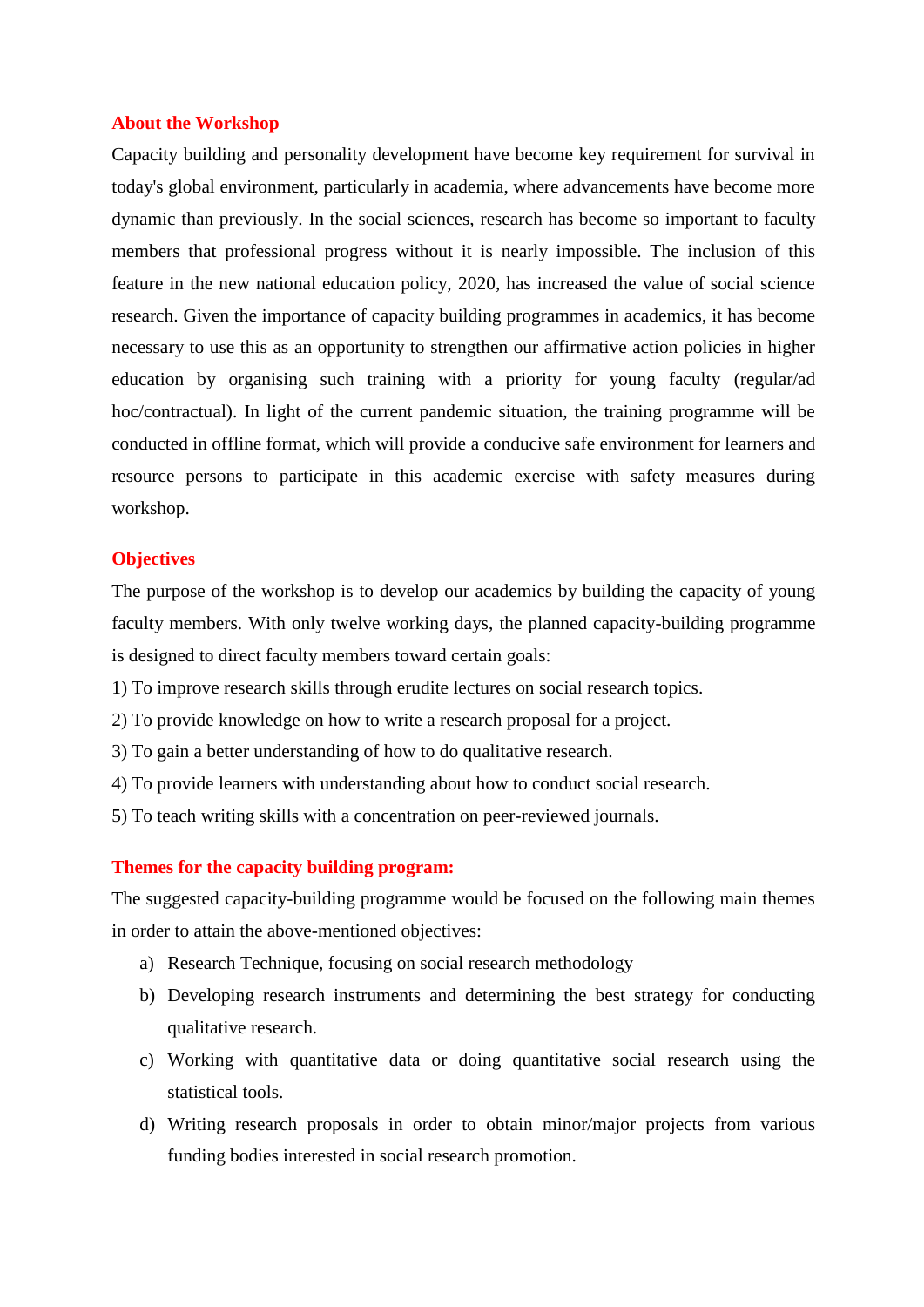## About the Workshop

Capacity building and personality development have become key requirement for survival in today's global environment, particularly in academia, where advancements have become more dynamic than previously. In the social sciences, research has become so important to faculty members that professional progress without it is nearly impossible. The inclusion of this feature in the new national education policy, 2020, has increased the value of social science research. Given the importance of capacity building programmes in academics, it has become necessary to use this as an opportunity to strengthen our affirmative action policies in higher education by organising such training with a priority for young faculty (regular/ad hoc/contractual). In light of the current pandemic situation, the training programme will be conducted in offline format, which will provide a conducive safe environment for learners and resource persons to participate in this academic exercise with safety measures during workshop.

## Objectives

The purpose of the workshop is to develop our academics by building the capacity of young faculty members. With only twelve working days, the planned capacity-building programme is designed to direct faculty members toward certain goals:

1) To improve research skills through erudite lectures on social research topics.
2) To provide knowledge on how to write a research proposal for a project.
3) To gain a better understanding of how to do qualitative research.
4) To provide learners with understanding about how to conduct social research.
5) To teach writing skills with a concentration on peer-reviewed journals.

## Themes for the capacity building program:

The suggested capacity-building programme would be focused on the following main themes in order to attain the above-mentioned objectives:

a) Research Technique, focusing on social research methodology
b) Developing research instruments and determining the best strategy for conducting qualitative research.
c) Working with quantitative data or doing quantitative social research using the statistical tools.
d) Writing research proposals in order to obtain minor/major projects from various funding bodies interested in social research promotion.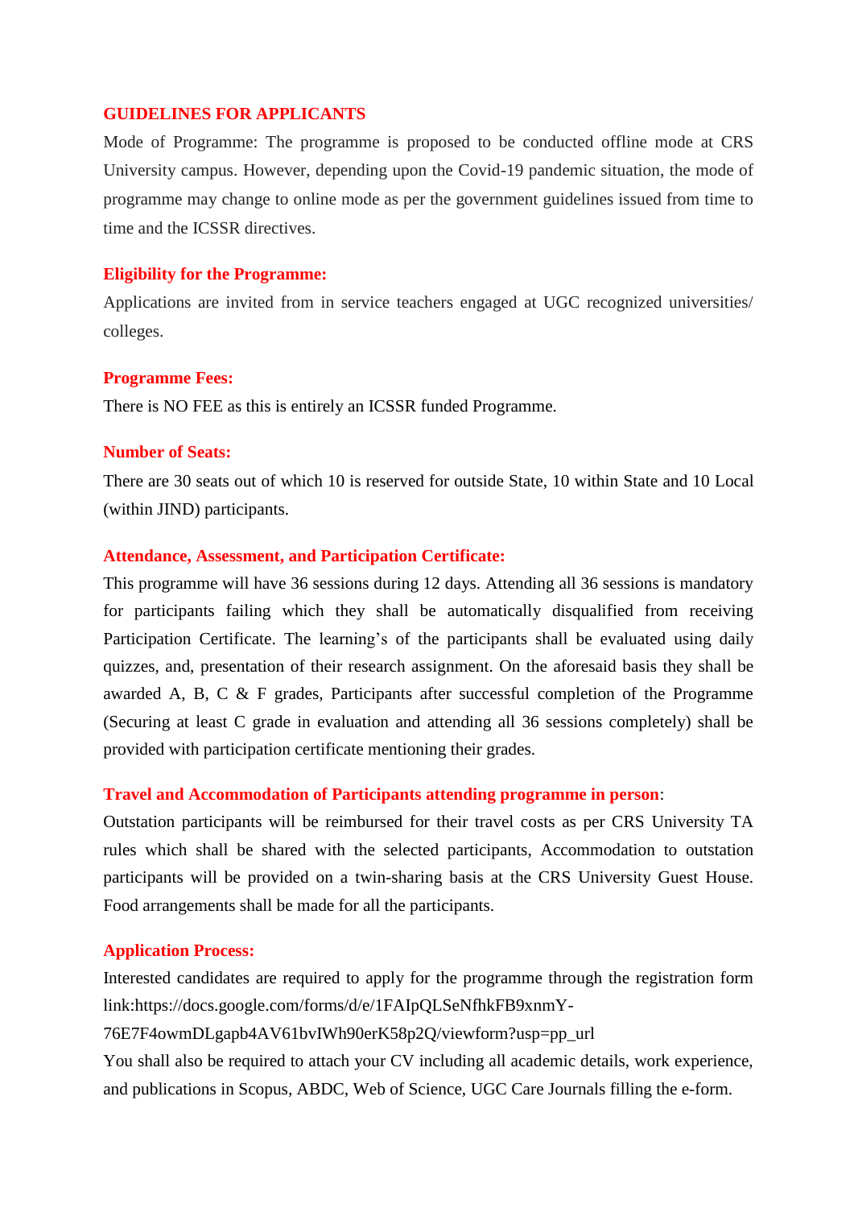## GUIDELINES FOR APPLICANTS

Mode of Programme: The programme is proposed to be conducted offline mode at CRS University campus. However, depending upon the Covid-19 pandemic situation, the mode of programme may change to online mode as per the government guidelines issued from time to time and the ICSSR directives.

### Eligibility for the Programme:

Applications are invited from in service teachers engaged at UGC recognized universities/ colleges.

### Programme Fees:

There is NO FEE as this is entirely an ICSSR funded Programme.

### Number of Seats:

There are 30 seats out of which 10 is reserved for outside State, 10 within State and 10 Local (within JIND) participants.

### Attendance, Assessment, and Participation Certificate:

This programme will have 36 sessions during 12 days. Attending all 36 sessions is mandatory for participants failing which they shall be automatically disqualified from receiving Participation Certificate. The learning's of the participants shall be evaluated using daily quizzes, and, presentation of their research assignment. On the aforesaid basis they shall be awarded A, B, C & F grades, Participants after successful completion of the Programme (Securing at least C grade in evaluation and attending all 36 sessions completely) shall be provided with participation certificate mentioning their grades.

### Travel and Accommodation of Participants attending programme in person:

Outstation participants will be reimbursed for their travel costs as per CRS University TA rules which shall be shared with the selected participants, Accommodation to outstation participants will be provided on a twin-sharing basis at the CRS University Guest House. Food arrangements shall be made for all the participants.

### Application Process:

Interested candidates are required to apply for the programme through the registration form link:https://docs.google.com/forms/d/e/1FAIpQLSeNfhkFB9xnmY-76E7F4owmDLgapb4AV61bvIWh90erK58p2Q/viewform?usp=pp_url

You shall also be required to attach your CV including all academic details, work experience, and publications in Scopus, ABDC, Web of Science, UGC Care Journals filling the e-form.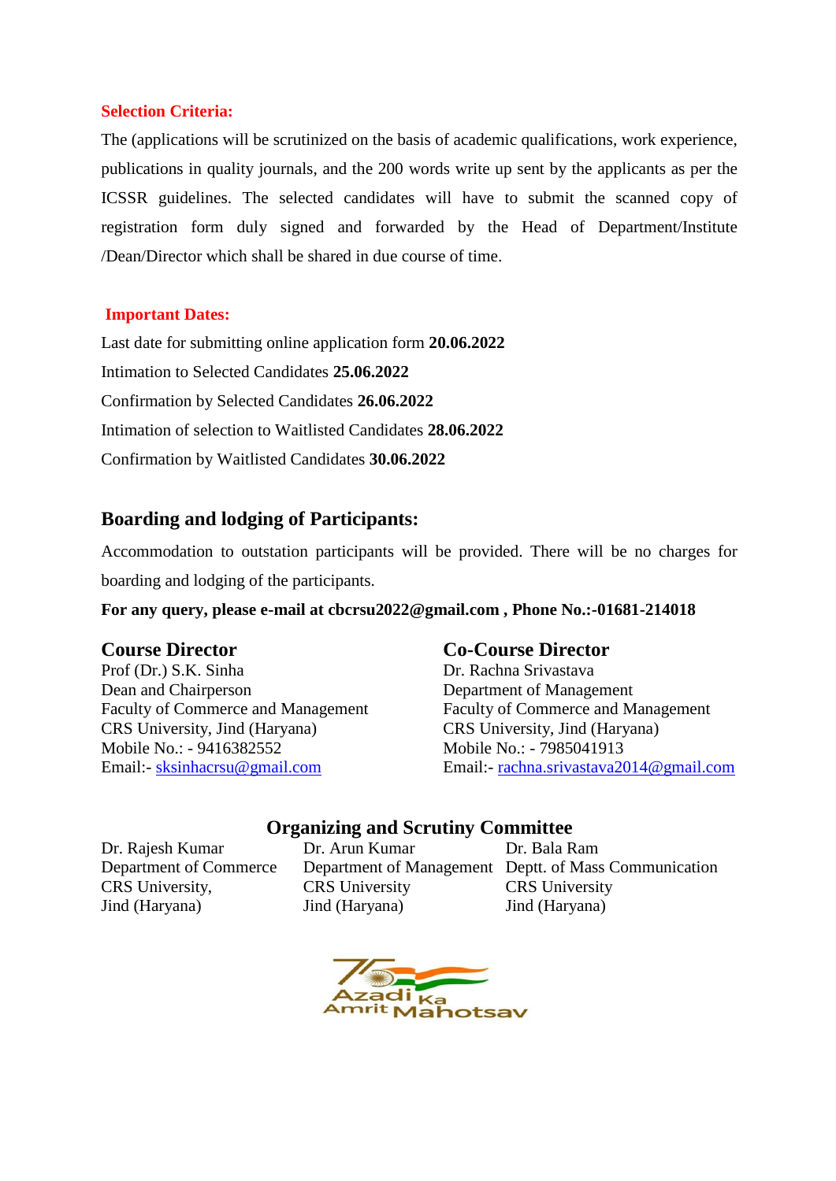**Selection Criteria:**

The (applications will be scrutinized on the basis of academic qualifications, work experience, publications in quality journals, and the 200 words write up sent by the applicants as per the ICSSR guidelines. The selected candidates will have to submit the scanned copy of registration form duly signed and forwarded by the Head of Department/Institute /Dean/Director which shall be shared in due course of time.

**Important Dates:**

Last date for submitting online application form **20.06.2022**

Intimation to Selected Candidates **25.06.2022**

Confirmation by Selected Candidates **26.06.2022**

Intimation of selection to Waitlisted Candidates **28.06.2022**

Confirmation by Waitlisted Candidates **30.06.2022**

## Boarding and lodging of Participants:

Accommodation to outstation participants will be provided. There will be no charges for boarding and lodging of the participants.

**For any query, please e-mail at cbcrsu2022@gmail.com , Phone No.:-01681-214018**

### Course Director

Prof (Dr.) S.K. Sinha
Dean and Chairperson
Faculty of Commerce and Management
CRS University, Jind (Haryana)
Mobile No.: - 9416382552
Email:- sksinhacrsu@gmail.com

### Co-Course Director

Dr. Rachna Srivastava
Department of Management
Faculty of Commerce and Management
CRS University, Jind (Haryana)
Mobile No.: - 7985041913
Email:- rachna.srivastava2014@gmail.com

### Organizing and Scrutiny Committee

Dr. Rajesh Kumar
Department of Commerce
CRS University,
Jind (Haryana)

Dr. Arun Kumar
Department of Management
CRS University
Jind (Haryana)

Dr. Bala Ram
Deptt. of Mass Communication
CRS University
Jind (Haryana)